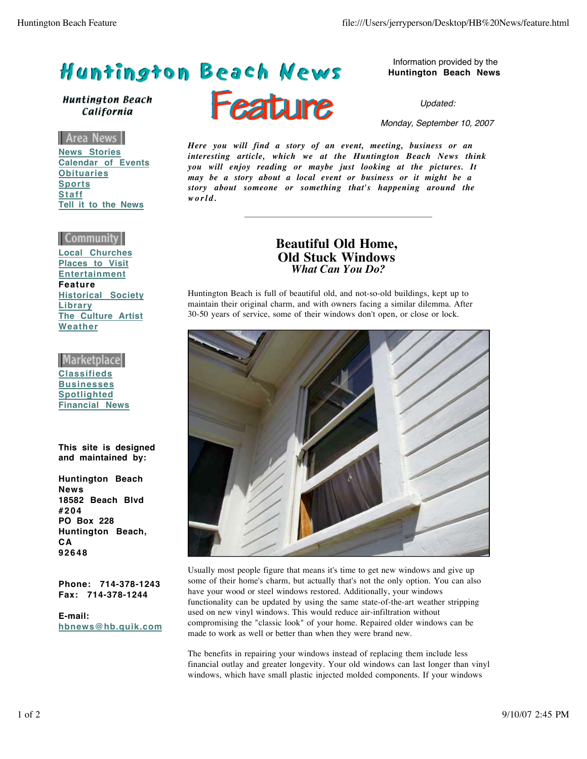# Huntington Beach News

**Huntington Beach California**

## Feature

Information provided by the **Huntington Beach News**

*Updated:*

*Monday, September 10, 2007*

**Area News**

News Stories
Calendar of Events
Obituaries
Sports
Staff
Tell it to the News

**Community**

Local Churches
Places to Visit
Entertainment
**Feature**
Historical Society
Library
The Culture Artist
Weather

**Marketplace**

Classifieds
Businesses
Spotlighted
Financial News

**This site is designed and maintained by:**

**Huntington Beach News**
**18582 Beach Blvd #204**
**PO Box 228**
**Huntington Beach, CA 92648**

**Phone: 714-378-1243**
**Fax: 714-378-1244**

**E-mail:**
hbnews@hb.quik.com

***Here you will find a story of an event, meeting, business or an interesting article, which we at the Huntington Beach News think you will enjoy reading or maybe just looking at the pictures. It may be a story about a local event or business or it might be a story about someone or something that's happening around the world.***

---

## Beautiful Old Home, Old Stuck Windows

### *What Can You Do?*

Huntington Beach is full of beautiful old, and not-so-old buildings, kept up to maintain their original charm, and with owners facing a similar dilemma. After 30-50 years of service, some of their windows don't open, or close or lock.

Usually most people figure that means it's time to get new windows and give up some of their home's charm, but actually that's not the only option. You can also have your wood or steel windows restored. Additionally, your windows functionality can be updated by using the same state-of-the-art weather stripping used on new vinyl windows. This would reduce air-infiltration without compromising the "classic look" of your home. Repaired older windows can be made to work as well or better than when they were brand new.

The benefits in repairing your windows instead of replacing them include less financial outlay and greater longevity. Your old windows can last longer than vinyl windows, which have small plastic injected molded components. If your windows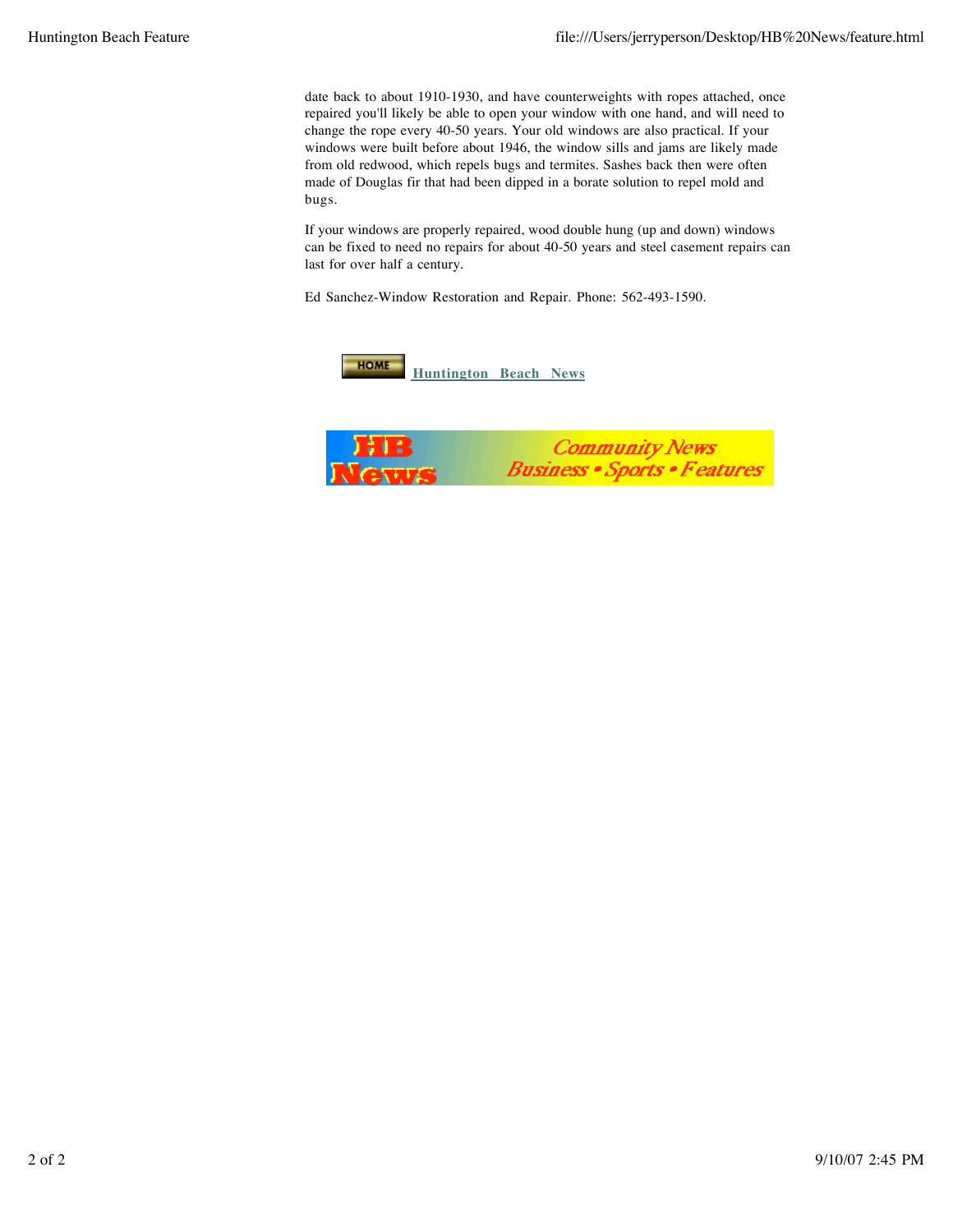date back to about 1910-1930, and have counterweights with ropes attached, once repaired you'll likely be able to open your window with one hand, and will need to change the rope every 40-50 years. Your old windows are also practical. If your windows were built before about 1946, the window sills and jams are likely made from old redwood, which repels bugs and termites. Sashes back then were often made of Douglas fir that had been dipped in a borate solution to repel mold and bugs.

If your windows are properly repaired, wood double hung (up and down) windows can be fixed to need no repairs for about 40-50 years and steel casement repairs can last for over half a century.

Ed Sanchez-Window Restoration and Repair. Phone: 562-493-1590.

HOME **Huntington Beach News**

HB News — Community News — Business • Sports • Features